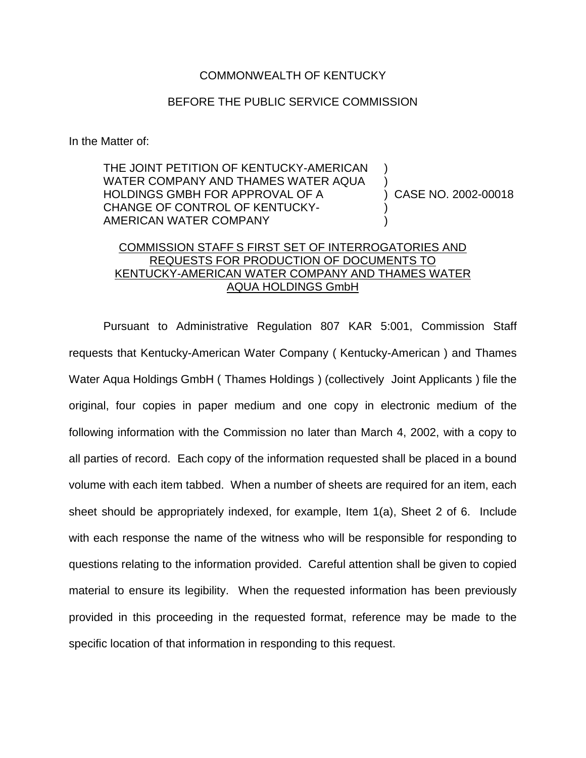COMMONWEALTH OF KENTUCKY

BEFORE THE PUBLIC SERVICE COMMISSION

In the Matter of:

THE JOINT PETITION OF KENTUCKY-AMERICAN WATER COMPANY AND THAMES WATER AQUA HOLDINGS GMBH FOR APPROVAL OF A CHANGE OF CONTROL OF KENTUCKY-AMERICAN WATER COMPANY ) CASE NO. 2002-00018

COMMISSION STAFF S FIRST SET OF INTERROGATORIES AND REQUESTS FOR PRODUCTION OF DOCUMENTS TO KENTUCKY-AMERICAN WATER COMPANY AND THAMES WATER AQUA HOLDINGS GmbH

Pursuant to Administrative Regulation 807 KAR 5:001, Commission Staff requests that Kentucky-American Water Company ( Kentucky-American ) and Thames Water Aqua Holdings GmbH ( Thames Holdings ) (collectively Joint Applicants ) file the original, four copies in paper medium and one copy in electronic medium of the following information with the Commission no later than March 4, 2002, with a copy to all parties of record. Each copy of the information requested shall be placed in a bound volume with each item tabbed. When a number of sheets are required for an item, each sheet should be appropriately indexed, for example, Item 1(a), Sheet 2 of 6. Include with each response the name of the witness who will be responsible for responding to questions relating to the information provided. Careful attention shall be given to copied material to ensure its legibility. When the requested information has been previously provided in this proceeding in the requested format, reference may be made to the specific location of that information in responding to this request.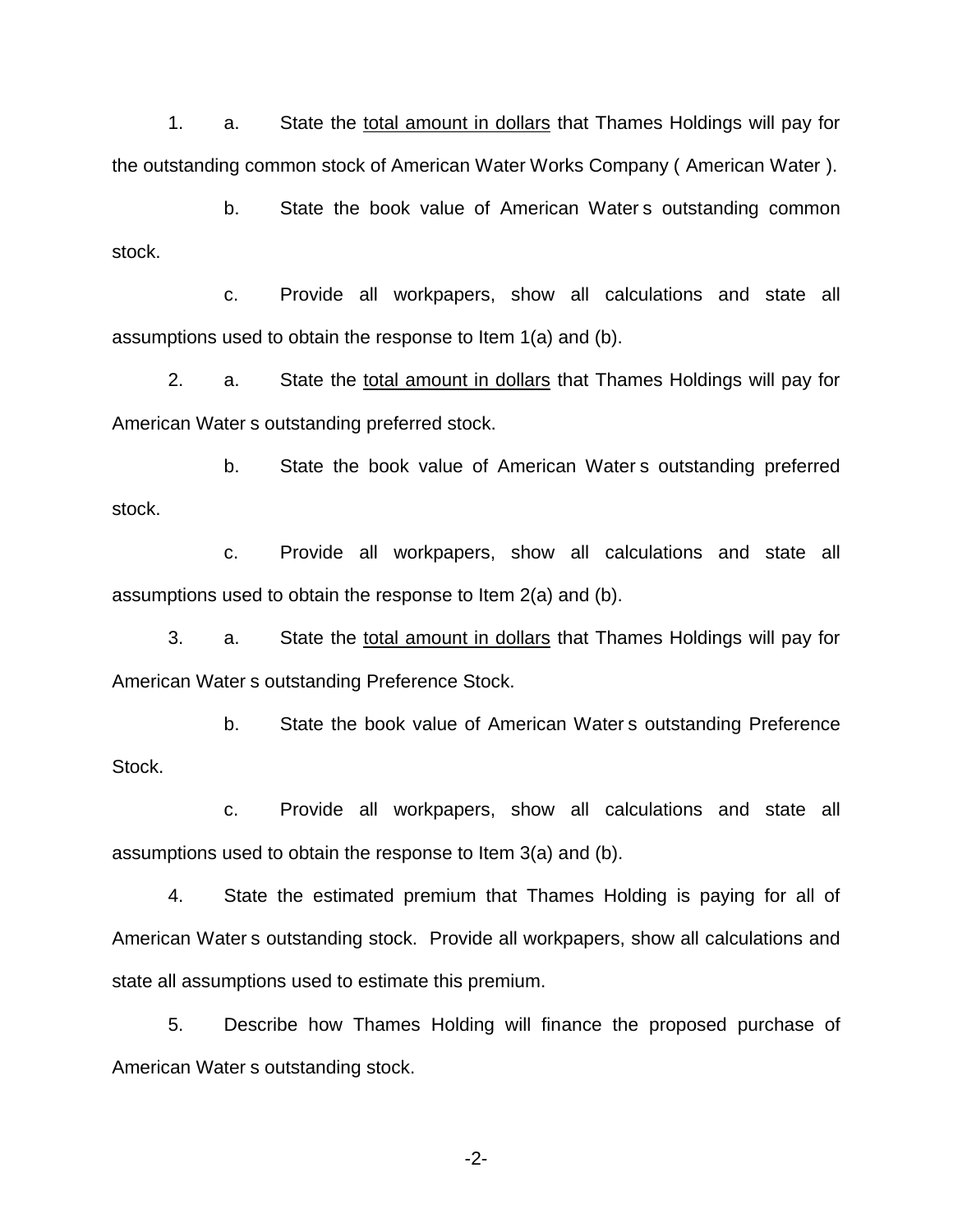1. a. State the <u>total amount in dollars</u> that Thames Holdings will pay for the outstanding common stock of American Water Works Company ( American Water ).

   b. State the book value of American Water s outstanding common stock.

   c. Provide all workpapers, show all calculations and state all assumptions used to obtain the response to Item 1(a) and (b).

2. a. State the <u>total amount in dollars</u> that Thames Holdings will pay for American Water s outstanding preferred stock.

   b. State the book value of American Water s outstanding preferred stock.

   c. Provide all workpapers, show all calculations and state all assumptions used to obtain the response to Item 2(a) and (b).

3. a. State the <u>total amount in dollars</u> that Thames Holdings will pay for American Water s outstanding Preference Stock.

   b. State the book value of American Water s outstanding Preference Stock.

   c. Provide all workpapers, show all calculations and state all assumptions used to obtain the response to Item 3(a) and (b).

4. State the estimated premium that Thames Holding is paying for all of American Water s outstanding stock. Provide all workpapers, show all calculations and state all assumptions used to estimate this premium.

5. Describe how Thames Holding will finance the proposed purchase of American Water s outstanding stock.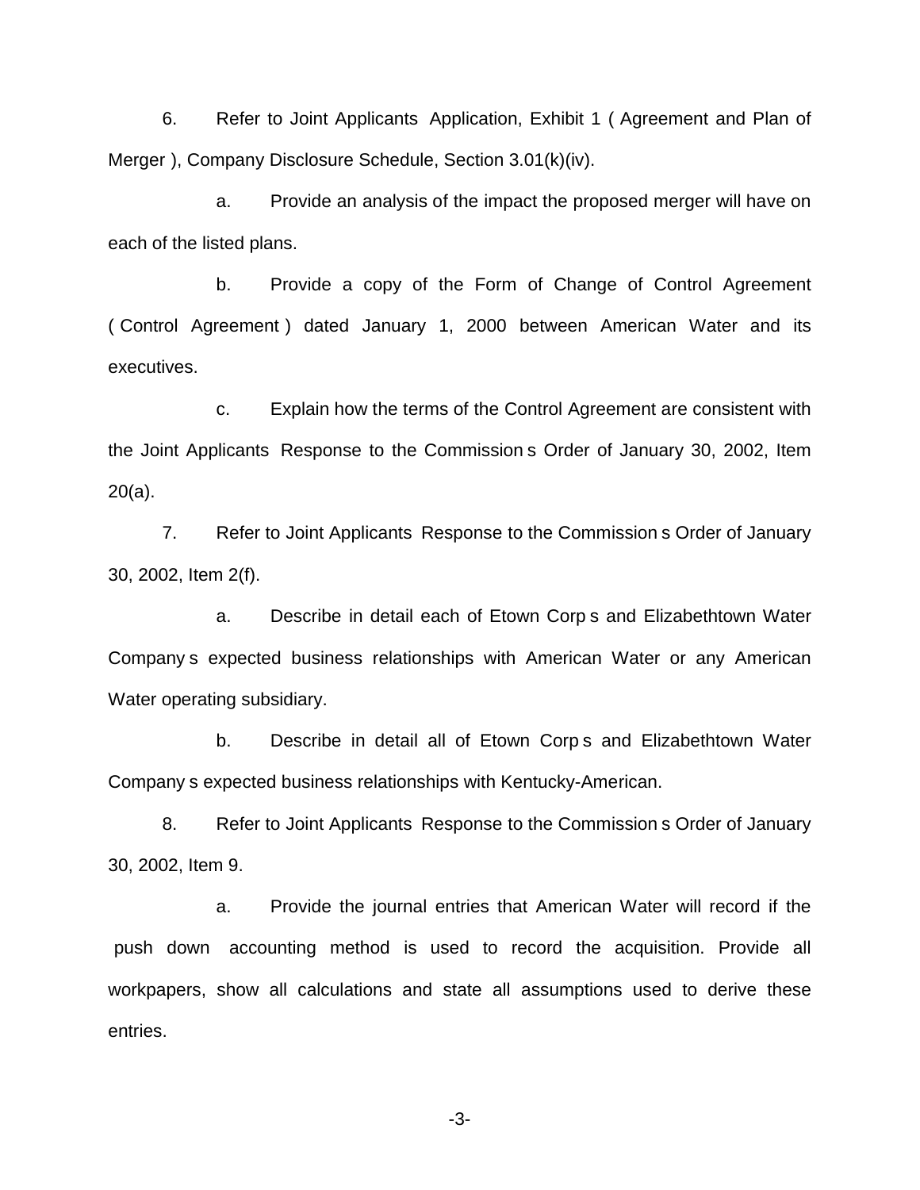6. Refer to Joint Applicants Application, Exhibit 1 ( Agreement and Plan of Merger ), Company Disclosure Schedule, Section 3.01(k)(iv).

a. Provide an analysis of the impact the proposed merger will have on each of the listed plans.

b. Provide a copy of the Form of Change of Control Agreement ( Control Agreement ) dated January 1, 2000 between American Water and its executives.

c. Explain how the terms of the Control Agreement are consistent with the Joint Applicants Response to the Commission s Order of January 30, 2002, Item 20(a).

7. Refer to Joint Applicants Response to the Commission s Order of January 30, 2002, Item 2(f).

a. Describe in detail each of Etown Corp s and Elizabethtown Water Company s expected business relationships with American Water or any American Water operating subsidiary.

b. Describe in detail all of Etown Corp s and Elizabethtown Water Company s expected business relationships with Kentucky-American.

8. Refer to Joint Applicants Response to the Commission s Order of January 30, 2002, Item 9.

a. Provide the journal entries that American Water will record if the push down accounting method is used to record the acquisition. Provide all workpapers, show all calculations and state all assumptions used to derive these entries.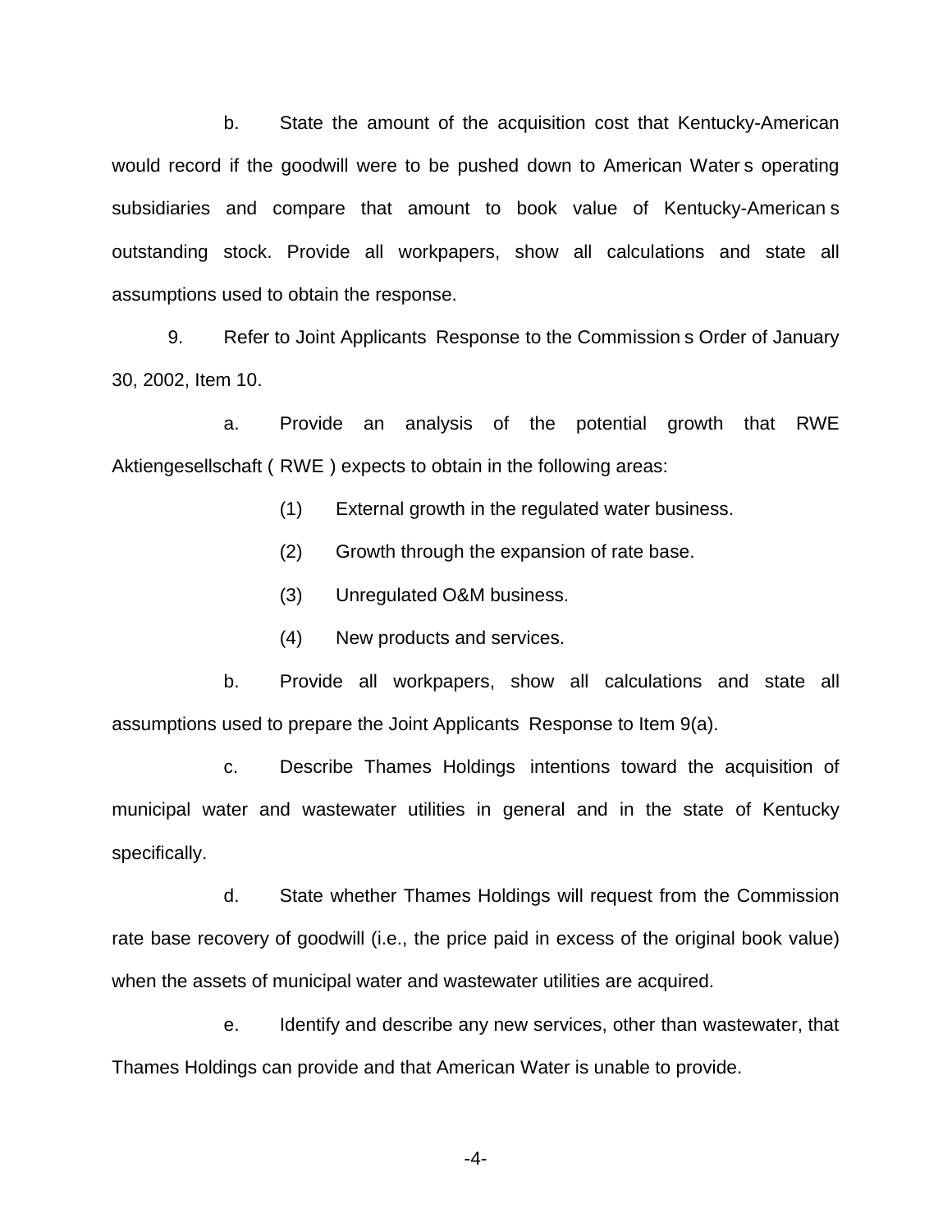b. State the amount of the acquisition cost that Kentucky-American would record if the goodwill were to be pushed down to American Water s operating subsidiaries and compare that amount to book value of Kentucky-American s outstanding stock. Provide all workpapers, show all calculations and state all assumptions used to obtain the response.

9. Refer to Joint Applicants Response to the Commission s Order of January 30, 2002, Item 10.

a. Provide an analysis of the potential growth that RWE Aktiengesellschaft ( RWE ) expects to obtain in the following areas:

(1) External growth in the regulated water business.

(2) Growth through the expansion of rate base.

(3) Unregulated O&M business.

(4) New products and services.

b. Provide all workpapers, show all calculations and state all assumptions used to prepare the Joint Applicants Response to Item 9(a).

c. Describe Thames Holdings intentions toward the acquisition of municipal water and wastewater utilities in general and in the state of Kentucky specifically.

d. State whether Thames Holdings will request from the Commission rate base recovery of goodwill (i.e., the price paid in excess of the original book value) when the assets of municipal water and wastewater utilities are acquired.

e. Identify and describe any new services, other than wastewater, that Thames Holdings can provide and that American Water is unable to provide.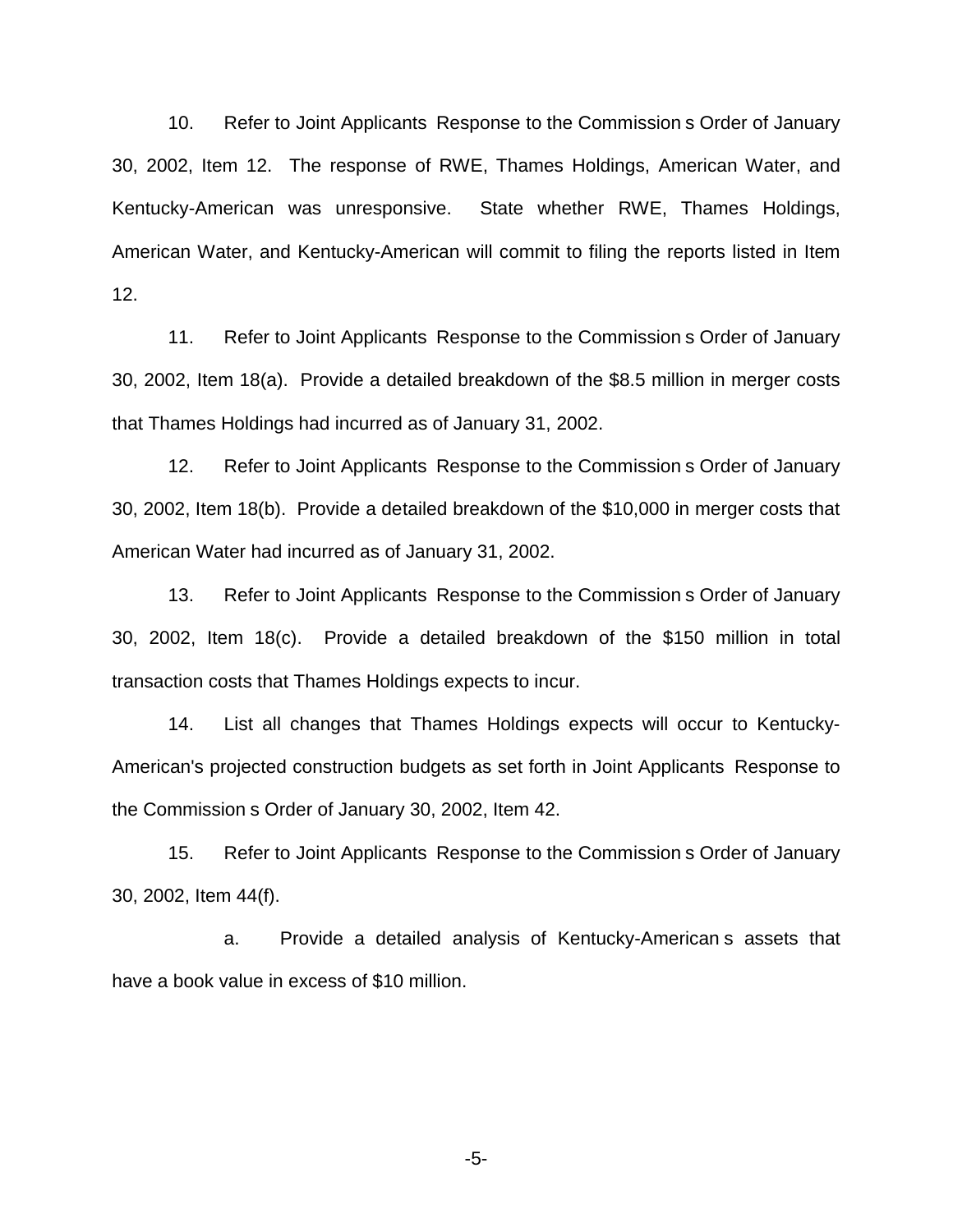10. Refer to Joint Applicants Response to the Commission s Order of January 30, 2002, Item 12. The response of RWE, Thames Holdings, American Water, and Kentucky-American was unresponsive. State whether RWE, Thames Holdings, American Water, and Kentucky-American will commit to filing the reports listed in Item 12.

11. Refer to Joint Applicants Response to the Commission s Order of January 30, 2002, Item 18(a). Provide a detailed breakdown of the \$8.5 million in merger costs that Thames Holdings had incurred as of January 31, 2002.

12. Refer to Joint Applicants Response to the Commission s Order of January 30, 2002, Item 18(b). Provide a detailed breakdown of the \$10,000 in merger costs that American Water had incurred as of January 31, 2002.

13. Refer to Joint Applicants Response to the Commission s Order of January 30, 2002, Item 18(c). Provide a detailed breakdown of the \$150 million in total transaction costs that Thames Holdings expects to incur.

14. List all changes that Thames Holdings expects will occur to Kentucky-American's projected construction budgets as set forth in Joint Applicants Response to the Commission s Order of January 30, 2002, Item 42.

15. Refer to Joint Applicants Response to the Commission s Order of January 30, 2002, Item 44(f).

a. Provide a detailed analysis of Kentucky-American s assets that have a book value in excess of \$10 million.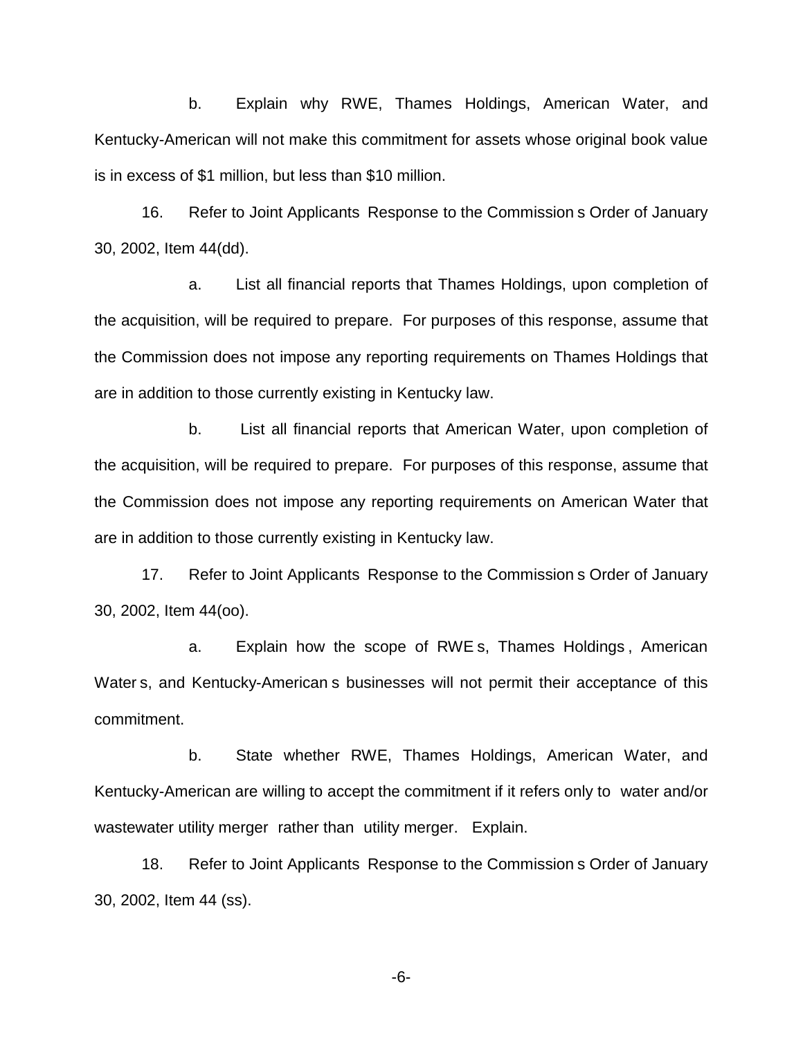b. Explain why RWE, Thames Holdings, American Water, and Kentucky-American will not make this commitment for assets whose original book value is in excess of $1 million, but less than $10 million.

16. Refer to Joint Applicants Response to the Commission s Order of January 30, 2002, Item 44(dd).

a. List all financial reports that Thames Holdings, upon completion of the acquisition, will be required to prepare. For purposes of this response, assume that the Commission does not impose any reporting requirements on Thames Holdings that are in addition to those currently existing in Kentucky law.

b. List all financial reports that American Water, upon completion of the acquisition, will be required to prepare. For purposes of this response, assume that the Commission does not impose any reporting requirements on American Water that are in addition to those currently existing in Kentucky law.

17. Refer to Joint Applicants Response to the Commission s Order of January 30, 2002, Item 44(oo).

a. Explain how the scope of RWE s, Thames Holdings , American Water s, and Kentucky-American s businesses will not permit their acceptance of this commitment.

b. State whether RWE, Thames Holdings, American Water, and Kentucky-American are willing to accept the commitment if it refers only to water and/or wastewater utility merger rather than utility merger. Explain.

18. Refer to Joint Applicants Response to the Commission s Order of January 30, 2002, Item 44 (ss).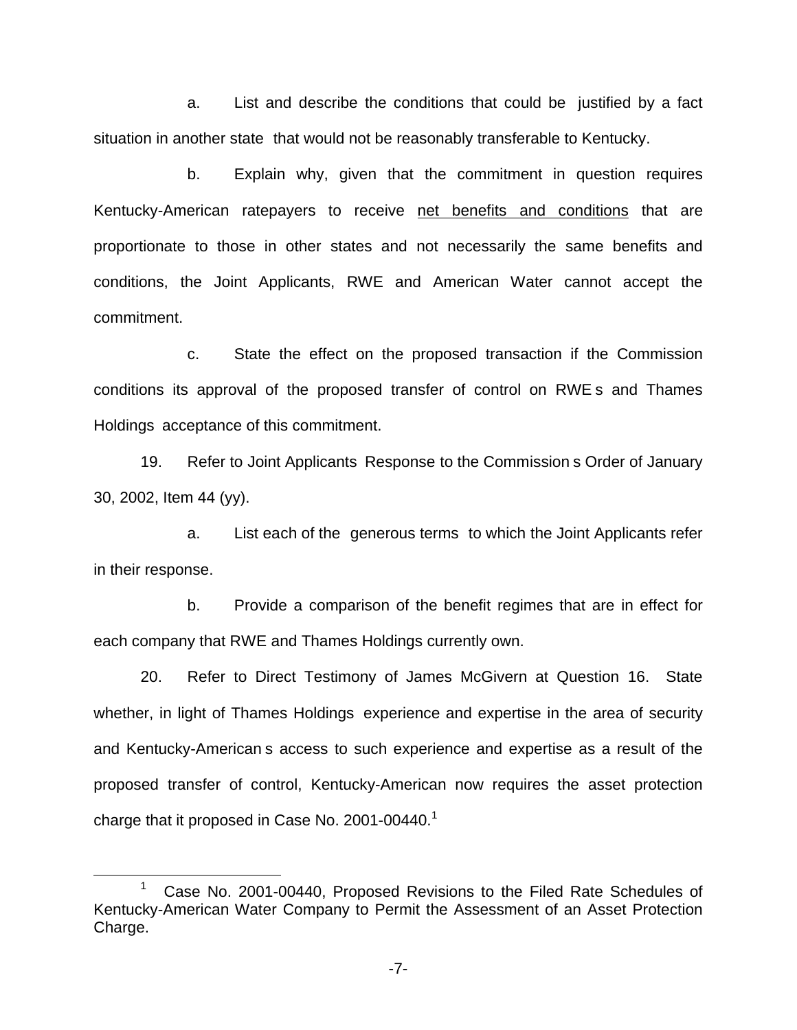a. List and describe the conditions that could be justified by a fact situation in another state that would not be reasonably transferable to Kentucky.

b. Explain why, given that the commitment in question requires Kentucky-American ratepayers to receive <u>net benefits and conditions</u> that are proportionate to those in other states and not necessarily the same benefits and conditions, the Joint Applicants, RWE and American Water cannot accept the commitment.

c. State the effect on the proposed transaction if the Commission conditions its approval of the proposed transfer of control on RWE s and Thames Holdings acceptance of this commitment.

19. Refer to Joint Applicants Response to the Commission s Order of January 30, 2002, Item 44 (yy).

a. List each of the generous terms to which the Joint Applicants refer in their response.

b. Provide a comparison of the benefit regimes that are in effect for each company that RWE and Thames Holdings currently own.

20. Refer to Direct Testimony of James McGivern at Question 16. State whether, in light of Thames Holdings experience and expertise in the area of security and Kentucky-American s access to such experience and expertise as a result of the proposed transfer of control, Kentucky-American now requires the asset protection charge that it proposed in Case No. 2001-00440.[1]

---

[1] Case No. 2001-00440, Proposed Revisions to the Filed Rate Schedules of Kentucky-American Water Company to Permit the Assessment of an Asset Protection Charge.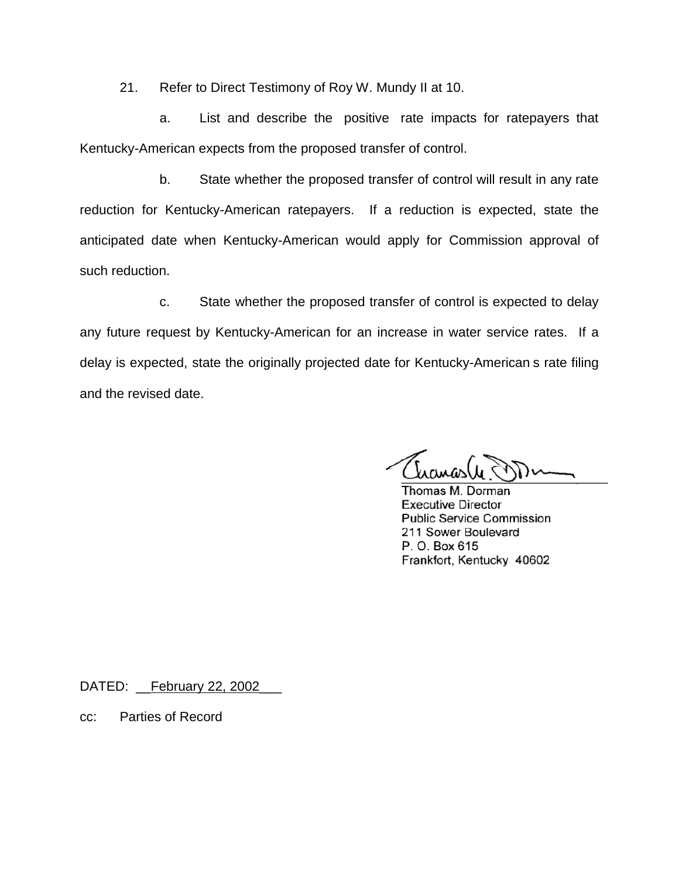21. Refer to Direct Testimony of Roy W. Mundy II at 10.

a. List and describe the positive rate impacts for ratepayers that Kentucky-American expects from the proposed transfer of control.

b. State whether the proposed transfer of control will result in any rate reduction for Kentucky-American ratepayers. If a reduction is expected, state the anticipated date when Kentucky-American would apply for Commission approval of such reduction.

c. State whether the proposed transfer of control is expected to delay any future request by Kentucky-American for an increase in water service rates. If a delay is expected, state the originally projected date for Kentucky-American s rate filing and the revised date.

Thomas M. Dorman
Executive Director
Public Service Commission
211 Sower Boulevard
P. O. Box 615
Frankfort, Kentucky 40602

DATED: February 22, 2002

cc: Parties of Record